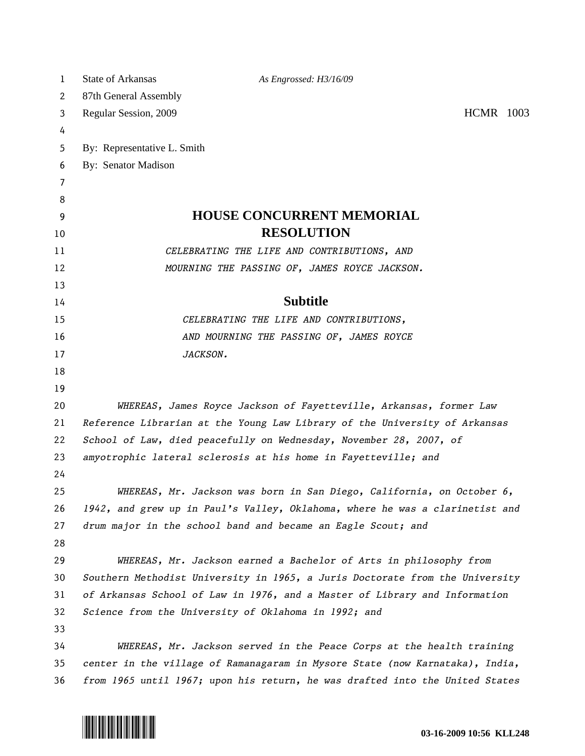State of Arkansas *As Engrossed: H3/16/09*
87th General Assembly
Regular Session, 2009 HCMR 1003

By: Representative L. Smith
By: Senator Madison

# HOUSE CONCURRENT MEMORIAL RESOLUTION

*CELEBRATING THE LIFE AND CONTRIBUTIONS, AND MOURNING THE PASSING OF, JAMES ROYCE JACKSON.*

## Subtitle

*CELEBRATING THE LIFE AND CONTRIBUTIONS, AND MOURNING THE PASSING OF, JAMES ROYCE JACKSON.*

*WHEREAS, James Royce Jackson of Fayetteville, Arkansas, former Law Reference Librarian at the Young Law Library of the University of Arkansas School of Law, died peacefully on Wednesday, November 28, 2007, of amyotrophic lateral sclerosis at his home in Fayetteville; and*

*WHEREAS, Mr. Jackson was born in San Diego, California, on October 6, 1942, and grew up in Paul's Valley, Oklahoma, where he was a clarinetist and drum major in the school band and became an Eagle Scout; and*

*WHEREAS, Mr. Jackson earned a Bachelor of Arts in philosophy from Southern Methodist University in 1965, a Juris Doctorate from the University of Arkansas School of Law in 1976, and a Master of Library and Information Science from the University of Oklahoma in 1992; and*

*WHEREAS, Mr. Jackson served in the Peace Corps at the health training center in the village of Ramanagaram in Mysore State (now Karnataka), India, from 1965 until 1967; upon his return, he was drafted into the United States*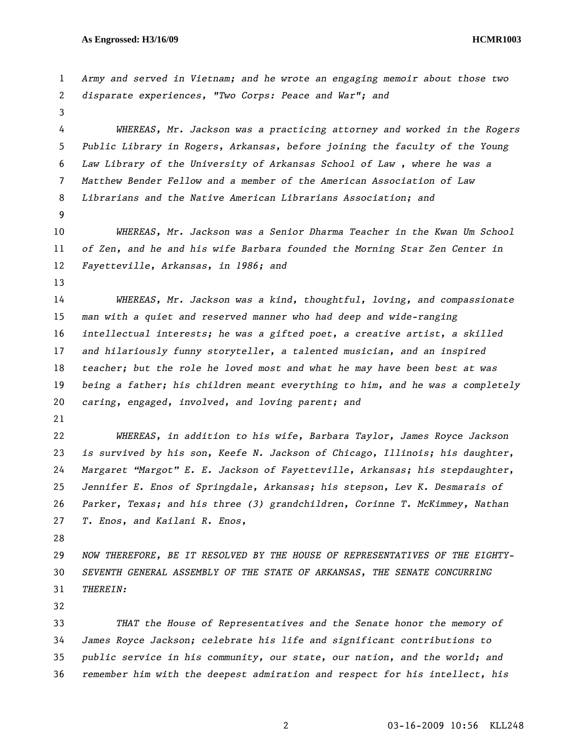*Army and served in Vietnam; and he wrote an engaging memoir about those two disparate experiences, "Two Corps: Peace and War"; and*

*WHEREAS, Mr. Jackson was a practicing attorney and worked in the Rogers Public Library in Rogers, Arkansas, before joining the faculty of the Young Law Library of the University of Arkansas School of Law , where he was a Matthew Bender Fellow and a member of the American Association of Law Librarians and the Native American Librarians Association; and*

*WHEREAS, Mr. Jackson was a Senior Dharma Teacher in the Kwan Um School of Zen, and he and his wife Barbara founded the Morning Star Zen Center in Fayetteville, Arkansas, in 1986; and*

*WHEREAS, Mr. Jackson was a kind, thoughtful, loving, and compassionate man with a quiet and reserved manner who had deep and wide-ranging intellectual interests; he was a gifted poet, a creative artist, a skilled and hilariously funny storyteller, a talented musician, and an inspired teacher; but the role he loved most and what he may have been best at was being a father; his children meant everything to him, and he was a completely caring, engaged, involved, and loving parent; and*

*WHEREAS, in addition to his wife, Barbara Taylor, James Royce Jackson is survived by his son, Keefe N. Jackson of Chicago, Illinois; his daughter, Margaret "Margot" E. E. Jackson of Fayetteville, Arkansas; his stepdaughter, Jennifer E. Enos of Springdale, Arkansas; his stepson, Lev K. Desmarais of Parker, Texas; and his three (3) grandchildren, Corinne T. McKimmey, Nathan T. Enos, and Kailani R. Enos,*

*NOW THEREFORE, BE IT RESOLVED BY THE HOUSE OF REPRESENTATIVES OF THE EIGHTY-SEVENTH GENERAL ASSEMBLY OF THE STATE OF ARKANSAS, THE SENATE CONCURRING THEREIN:*

*THAT the House of Representatives and the Senate honor the memory of James Royce Jackson; celebrate his life and significant contributions to public service in his community, our state, our nation, and the world; and remember him with the deepest admiration and respect for his intellect, his*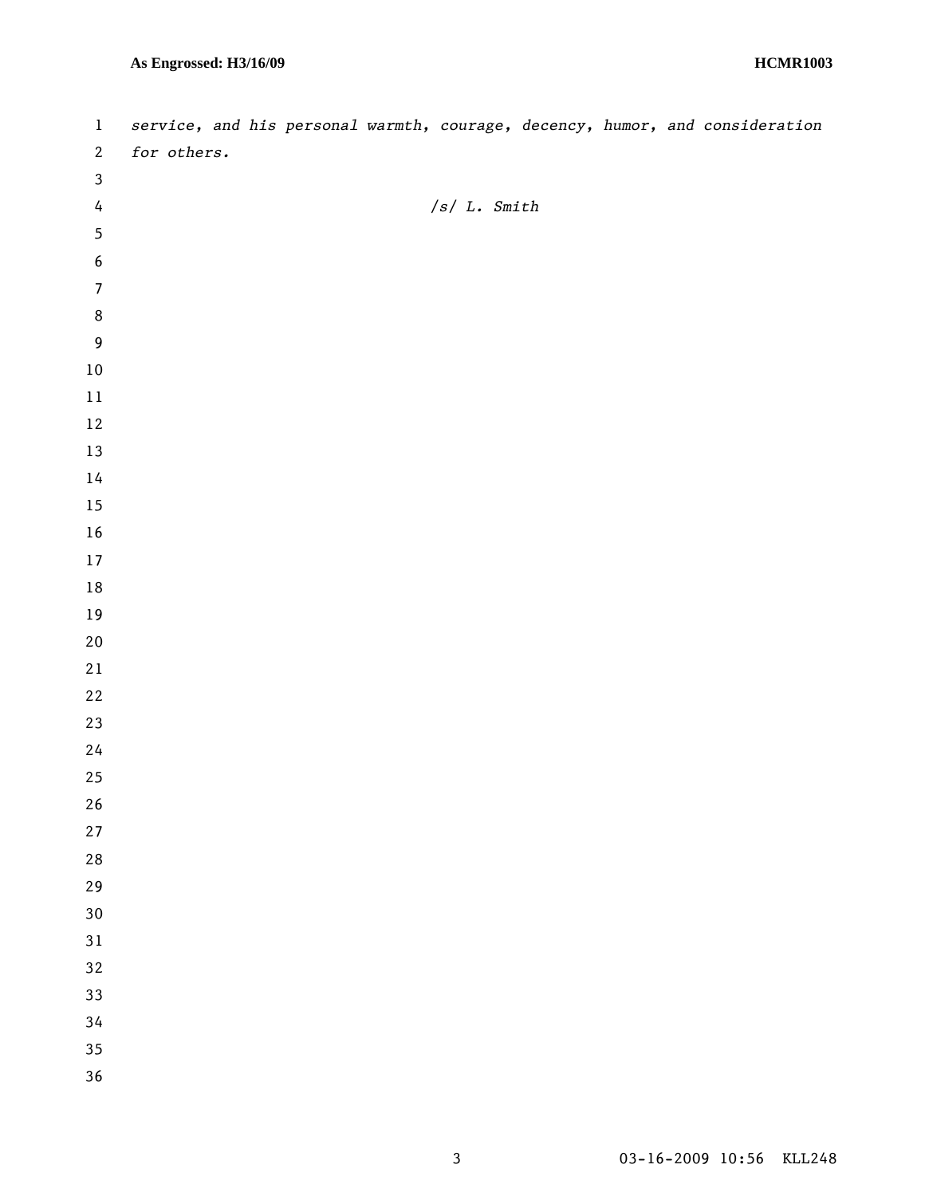*service, and his personal warmth, courage, decency, humor, and consideration for others.*

*/s/ L. Smith*